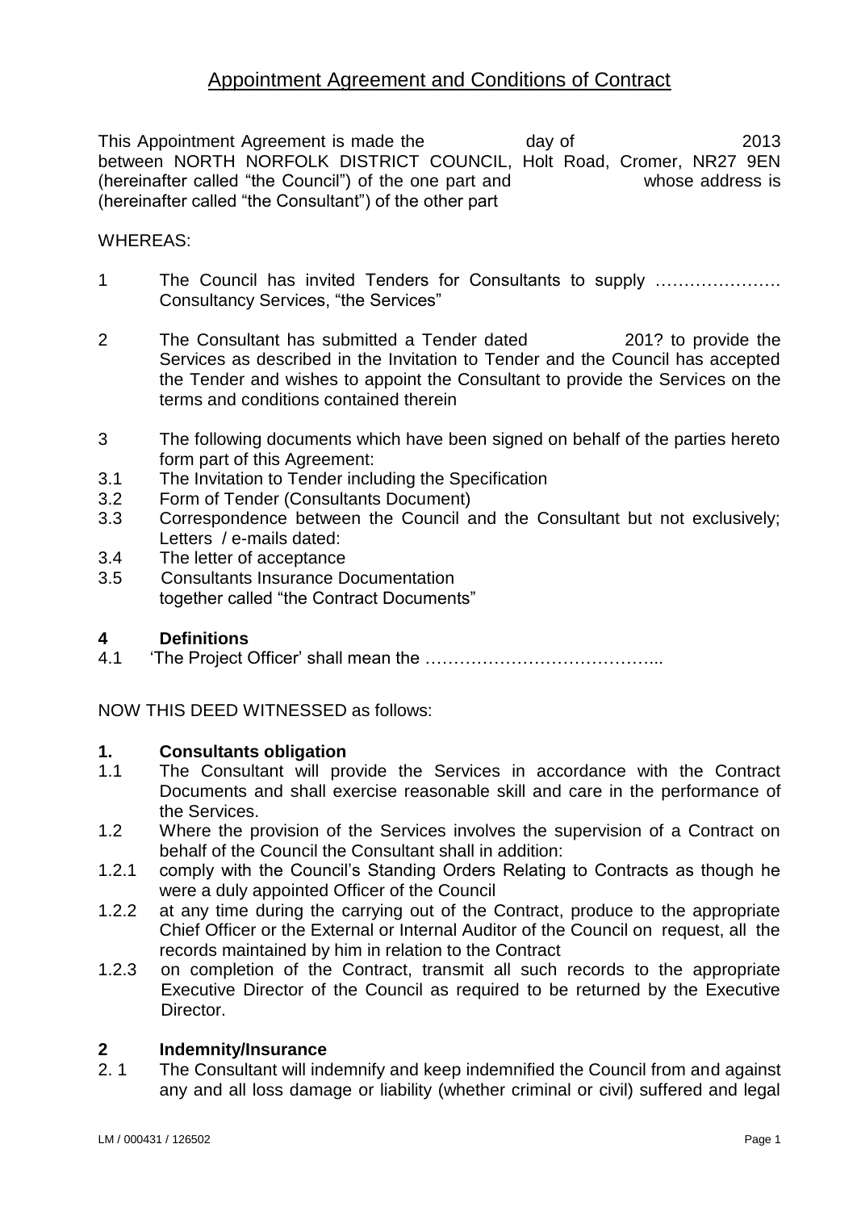# Appointment Agreement and Conditions of Contract

This Appointment Agreement is made the day of 2013 between NORTH NORFOLK DISTRICT COUNCIL, Holt Road, Cromer, NR27 9EN (hereinafter called "the Council") of the one part and whose address is (hereinafter called "the Consultant") of the other part

WHEREAS:

1 The Council has invited Tenders for Consultants to supply …………………. Consultancy Services, "the Services"

2 The Consultant has submitted a Tender dated 201? to provide the Services as described in the Invitation to Tender and the Council has accepted the Tender and wishes to appoint the Consultant to provide the Services on the terms and conditions contained therein

3 The following documents which have been signed on behalf of the parties hereto form part of this Agreement:

3.1 The Invitation to Tender including the Specification

3.2 Form of Tender (Consultants Document)

3.3 Correspondence between the Council and the Consultant but not exclusively; Letters / e-mails dated:

3.4 The letter of acceptance

3.5 Consultants Insurance Documentation together called "the Contract Documents"

**4 Definitions**

4.1 'The Project Officer' shall mean the …………………………………..

NOW THIS DEED WITNESSED as follows:

**1. Consultants obligation**

1.1 The Consultant will provide the Services in accordance with the Contract Documents and shall exercise reasonable skill and care in the performance of the Services.

1.2 Where the provision of the Services involves the supervision of a Contract on behalf of the Council the Consultant shall in addition:

1.2.1 comply with the Council's Standing Orders Relating to Contracts as though he were a duly appointed Officer of the Council

1.2.2 at any time during the carrying out of the Contract, produce to the appropriate Chief Officer or the External or Internal Auditor of the Council on request, all the records maintained by him in relation to the Contract

1.2.3 on completion of the Contract, transmit all such records to the appropriate Executive Director of the Council as required to be returned by the Executive Director.

**2 Indemnity/Insurance**

2.1 The Consultant will indemnify and keep indemnified the Council from and against any and all loss damage or liability (whether criminal or civil) suffered and legal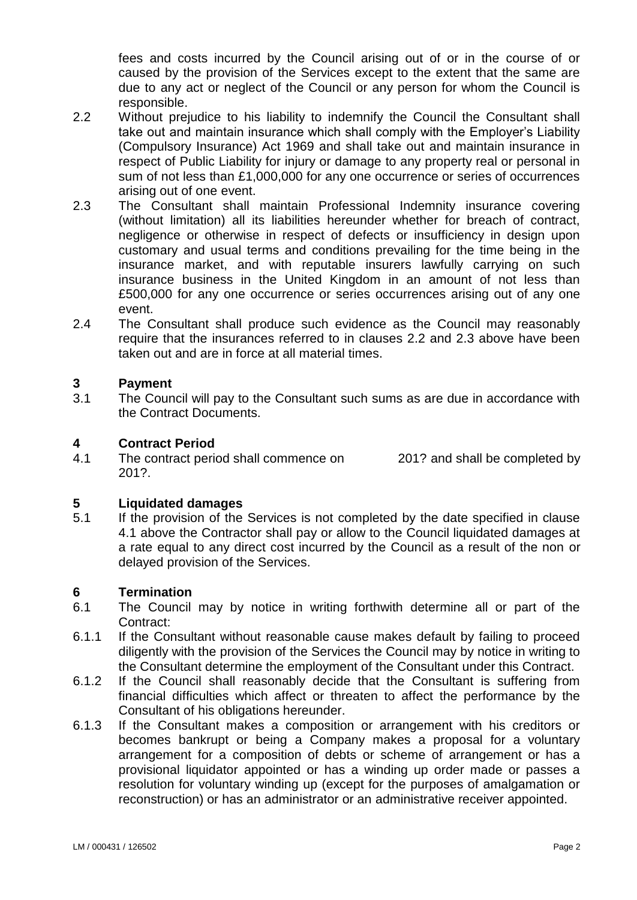fees and costs incurred by the Council arising out of or in the course of or caused by the provision of the Services except to the extent that the same are due to any act or neglect of the Council or any person for whom the Council is responsible.

2.2 Without prejudice to his liability to indemnify the Council the Consultant shall take out and maintain insurance which shall comply with the Employer's Liability (Compulsory Insurance) Act 1969 and shall take out and maintain insurance in respect of Public Liability for injury or damage to any property real or personal in sum of not less than £1,000,000 for any one occurrence or series of occurrences arising out of one event.

2.3 The Consultant shall maintain Professional Indemnity insurance covering (without limitation) all its liabilities hereunder whether for breach of contract, negligence or otherwise in respect of defects or insufficiency in design upon customary and usual terms and conditions prevailing for the time being in the insurance market, and with reputable insurers lawfully carrying on such insurance business in the United Kingdom in an amount of not less than £500,000 for any one occurrence or series occurrences arising out of any one event.

2.4 The Consultant shall produce such evidence as the Council may reasonably require that the insurances referred to in clauses 2.2 and 2.3 above have been taken out and are in force at all material times.

## 3 Payment

3.1 The Council will pay to the Consultant such sums as are due in accordance with the Contract Documents.

## 4 Contract Period

4.1 The contract period shall commence on 201? and shall be completed by 201?.

## 5 Liquidated damages

5.1 If the provision of the Services is not completed by the date specified in clause 4.1 above the Contractor shall pay or allow to the Council liquidated damages at a rate equal to any direct cost incurred by the Council as a result of the non or delayed provision of the Services.

## 6 Termination

6.1 The Council may by notice in writing forthwith determine all or part of the Contract:

6.1.1 If the Consultant without reasonable cause makes default by failing to proceed diligently with the provision of the Services the Council may by notice in writing to the Consultant determine the employment of the Consultant under this Contract.

6.1.2 If the Council shall reasonably decide that the Consultant is suffering from financial difficulties which affect or threaten to affect the performance by the Consultant of his obligations hereunder.

6.1.3 If the Consultant makes a composition or arrangement with his creditors or becomes bankrupt or being a Company makes a proposal for a voluntary arrangement for a composition of debts or scheme of arrangement or has a provisional liquidator appointed or has a winding up order made or passes a resolution for voluntary winding up (except for the purposes of amalgamation or reconstruction) or has an administrator or an administrative receiver appointed.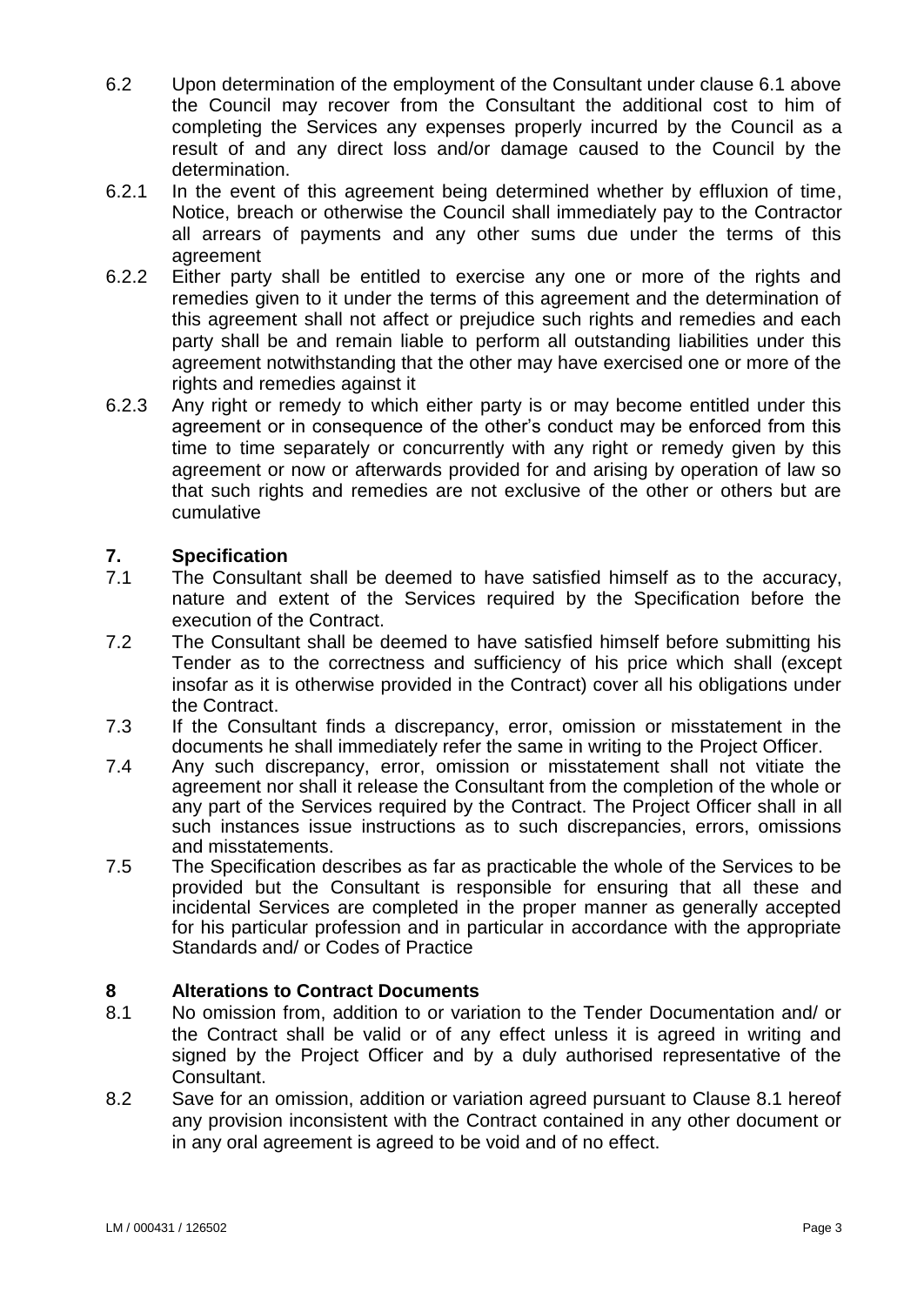6.2 Upon determination of the employment of the Consultant under clause 6.1 above the Council may recover from the Consultant the additional cost to him of completing the Services any expenses properly incurred by the Council as a result of and any direct loss and/or damage caused to the Council by the determination.

6.2.1 In the event of this agreement being determined whether by effluxion of time, Notice, breach or otherwise the Council shall immediately pay to the Contractor all arrears of payments and any other sums due under the terms of this agreement

6.2.2 Either party shall be entitled to exercise any one or more of the rights and remedies given to it under the terms of this agreement and the determination of this agreement shall not affect or prejudice such rights and remedies and each party shall be and remain liable to perform all outstanding liabilities under this agreement notwithstanding that the other may have exercised one or more of the rights and remedies against it

6.2.3 Any right or remedy to which either party is or may become entitled under this agreement or in consequence of the other's conduct may be enforced from this time to time separately or concurrently with any right or remedy given by this agreement or now or afterwards provided for and arising by operation of law so that such rights and remedies are not exclusive of the other or others but are cumulative

## 7. Specification

7.1 The Consultant shall be deemed to have satisfied himself as to the accuracy, nature and extent of the Services required by the Specification before the execution of the Contract.

7.2 The Consultant shall be deemed to have satisfied himself before submitting his Tender as to the correctness and sufficiency of his price which shall (except insofar as it is otherwise provided in the Contract) cover all his obligations under the Contract.

7.3 If the Consultant finds a discrepancy, error, omission or misstatement in the documents he shall immediately refer the same in writing to the Project Officer.

7.4 Any such discrepancy, error, omission or misstatement shall not vitiate the agreement nor shall it release the Consultant from the completion of the whole or any part of the Services required by the Contract. The Project Officer shall in all such instances issue instructions as to such discrepancies, errors, omissions and misstatements.

7.5 The Specification describes as far as practicable the whole of the Services to be provided but the Consultant is responsible for ensuring that all these and incidental Services are completed in the proper manner as generally accepted for his particular profession and in particular in accordance with the appropriate Standards and/ or Codes of Practice

## 8 Alterations to Contract Documents

8.1 No omission from, addition to or variation to the Tender Documentation and/ or the Contract shall be valid or of any effect unless it is agreed in writing and signed by the Project Officer and by a duly authorised representative of the Consultant.

8.2 Save for an omission, addition or variation agreed pursuant to Clause 8.1 hereof any provision inconsistent with the Contract contained in any other document or in any oral agreement is agreed to be void and of no effect.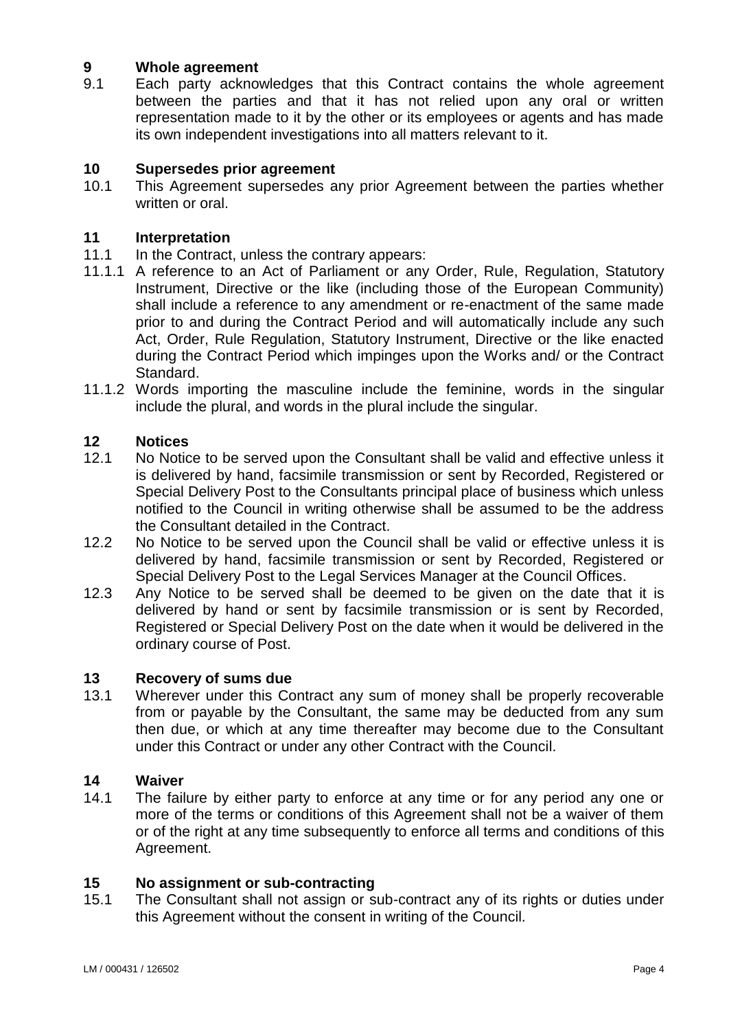## 9 Whole agreement

9.1 Each party acknowledges that this Contract contains the whole agreement between the parties and that it has not relied upon any oral or written representation made to it by the other or its employees or agents and has made its own independent investigations into all matters relevant to it.

## 10 Supersedes prior agreement

10.1 This Agreement supersedes any prior Agreement between the parties whether written or oral.

## 11 Interpretation

11.1 In the Contract, unless the contrary appears:

11.1.1 A reference to an Act of Parliament or any Order, Rule, Regulation, Statutory Instrument, Directive or the like (including those of the European Community) shall include a reference to any amendment or re-enactment of the same made prior to and during the Contract Period and will automatically include any such Act, Order, Rule Regulation, Statutory Instrument, Directive or the like enacted during the Contract Period which impinges upon the Works and/ or the Contract Standard.

11.1.2 Words importing the masculine include the feminine, words in the singular include the plural, and words in the plural include the singular.

## 12 Notices

12.1 No Notice to be served upon the Consultant shall be valid and effective unless it is delivered by hand, facsimile transmission or sent by Recorded, Registered or Special Delivery Post to the Consultants principal place of business which unless notified to the Council in writing otherwise shall be assumed to be the address the Consultant detailed in the Contract.

12.2 No Notice to be served upon the Council shall be valid or effective unless it is delivered by hand, facsimile transmission or sent by Recorded, Registered or Special Delivery Post to the Legal Services Manager at the Council Offices.

12.3 Any Notice to be served shall be deemed to be given on the date that it is delivered by hand or sent by facsimile transmission or is sent by Recorded, Registered or Special Delivery Post on the date when it would be delivered in the ordinary course of Post.

## 13 Recovery of sums due

13.1 Wherever under this Contract any sum of money shall be properly recoverable from or payable by the Consultant, the same may be deducted from any sum then due, or which at any time thereafter may become due to the Consultant under this Contract or under any other Contract with the Council.

## 14 Waiver

14.1 The failure by either party to enforce at any time or for any period any one or more of the terms or conditions of this Agreement shall not be a waiver of them or of the right at any time subsequently to enforce all terms and conditions of this Agreement.

## 15 No assignment or sub-contracting

15.1 The Consultant shall not assign or sub-contract any of its rights or duties under this Agreement without the consent in writing of the Council.

LM / 000431 / 126502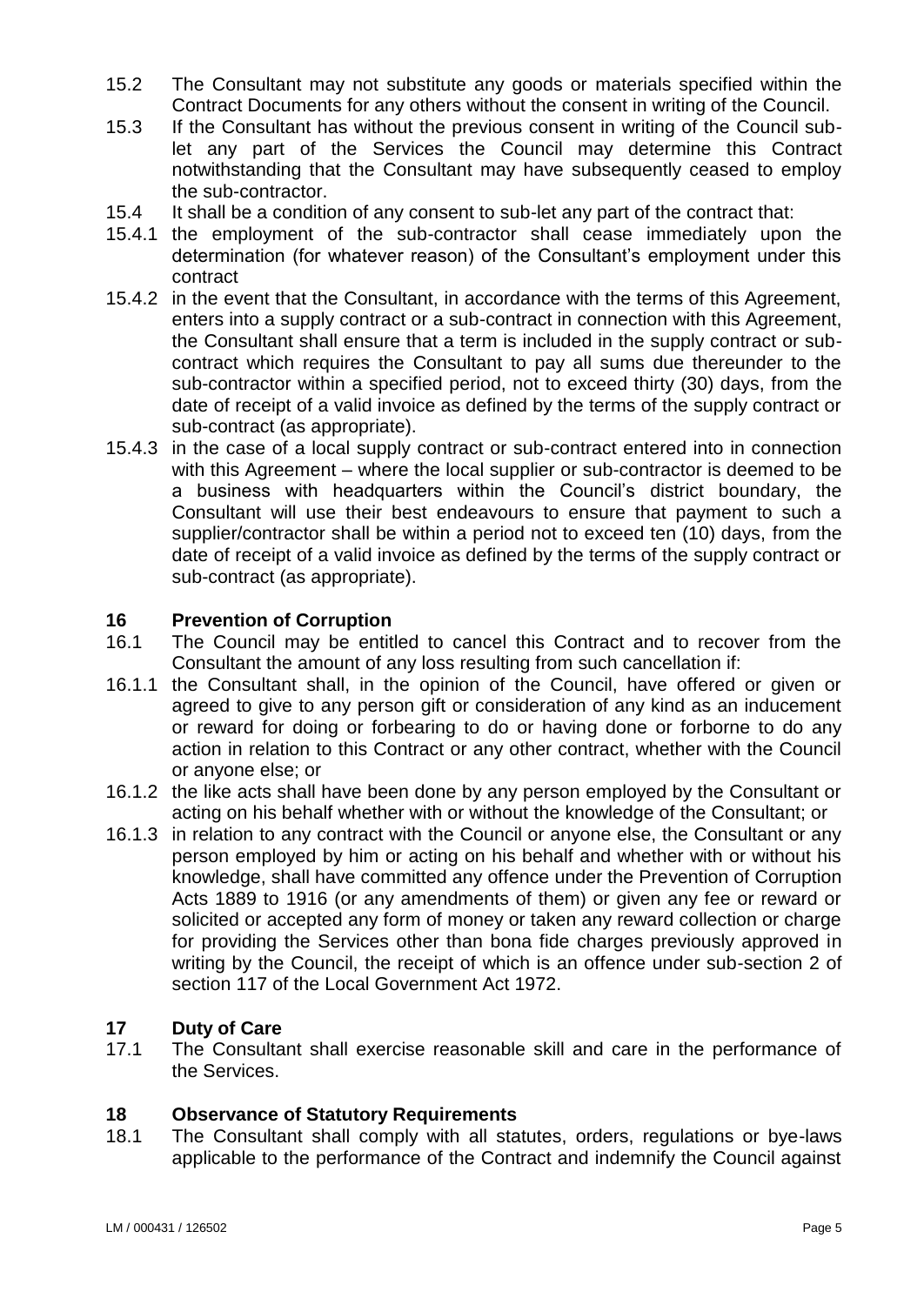15.2 The Consultant may not substitute any goods or materials specified within the Contract Documents for any others without the consent in writing of the Council.

15.3 If the Consultant has without the previous consent in writing of the Council sub-let any part of the Services the Council may determine this Contract notwithstanding that the Consultant may have subsequently ceased to employ the sub-contractor.

15.4 It shall be a condition of any consent to sub-let any part of the contract that:

15.4.1 the employment of the sub-contractor shall cease immediately upon the determination (for whatever reason) of the Consultant's employment under this contract

15.4.2 in the event that the Consultant, in accordance with the terms of this Agreement, enters into a supply contract or a sub-contract in connection with this Agreement, the Consultant shall ensure that a term is included in the supply contract or sub-contract which requires the Consultant to pay all sums due thereunder to the sub-contractor within a specified period, not to exceed thirty (30) days, from the date of receipt of a valid invoice as defined by the terms of the supply contract or sub-contract (as appropriate).

15.4.3 in the case of a local supply contract or sub-contract entered into in connection with this Agreement – where the local supplier or sub-contractor is deemed to be a business with headquarters within the Council's district boundary, the Consultant will use their best endeavours to ensure that payment to such a supplier/contractor shall be within a period not to exceed ten (10) days, from the date of receipt of a valid invoice as defined by the terms of the supply contract or sub-contract (as appropriate).

## 16 Prevention of Corruption

16.1 The Council may be entitled to cancel this Contract and to recover from the Consultant the amount of any loss resulting from such cancellation if:

16.1.1 the Consultant shall, in the opinion of the Council, have offered or given or agreed to give to any person gift or consideration of any kind as an inducement or reward for doing or forbearing to do or having done or forborne to do any action in relation to this Contract or any other contract, whether with the Council or anyone else; or

16.1.2 the like acts shall have been done by any person employed by the Consultant or acting on his behalf whether with or without the knowledge of the Consultant; or

16.1.3 in relation to any contract with the Council or anyone else, the Consultant or any person employed by him or acting on his behalf and whether with or without his knowledge, shall have committed any offence under the Prevention of Corruption Acts 1889 to 1916 (or any amendments of them) or given any fee or reward or solicited or accepted any form of money or taken any reward collection or charge for providing the Services other than bona fide charges previously approved in writing by the Council, the receipt of which is an offence under sub-section 2 of section 117 of the Local Government Act 1972.

## 17 Duty of Care

17.1 The Consultant shall exercise reasonable skill and care in the performance of the Services.

## 18 Observance of Statutory Requirements

18.1 The Consultant shall comply with all statutes, orders, regulations or bye-laws applicable to the performance of the Contract and indemnify the Council against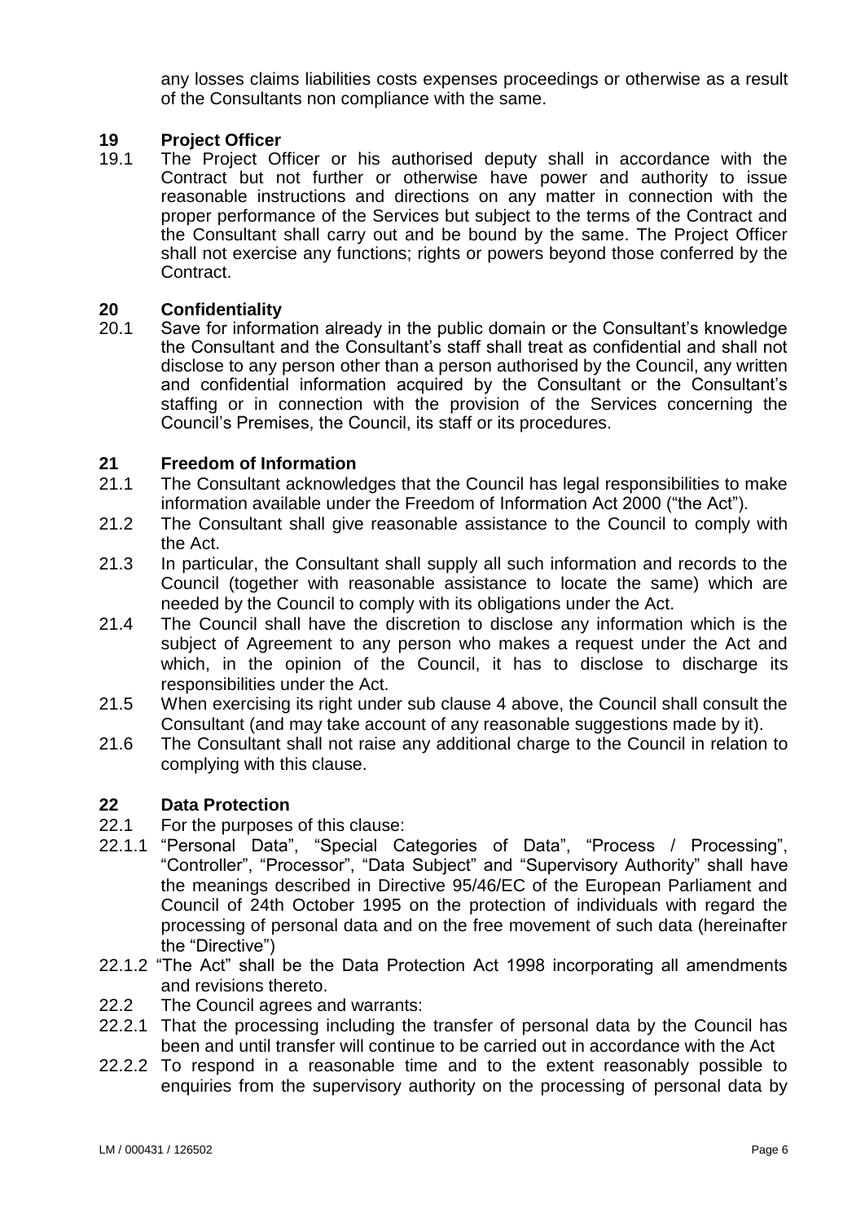any losses claims liabilities costs expenses proceedings or otherwise as a result of the Consultants non compliance with the same.

## 19 Project Officer

19.1 The Project Officer or his authorised deputy shall in accordance with the Contract but not further or otherwise have power and authority to issue reasonable instructions and directions on any matter in connection with the proper performance of the Services but subject to the terms of the Contract and the Consultant shall carry out and be bound by the same. The Project Officer shall not exercise any functions; rights or powers beyond those conferred by the Contract.

## 20 Confidentiality

20.1 Save for information already in the public domain or the Consultant's knowledge the Consultant and the Consultant's staff shall treat as confidential and shall not disclose to any person other than a person authorised by the Council, any written and confidential information acquired by the Consultant or the Consultant's staffing or in connection with the provision of the Services concerning the Council's Premises, the Council, its staff or its procedures.

## 21 Freedom of Information

21.1 The Consultant acknowledges that the Council has legal responsibilities to make information available under the Freedom of Information Act 2000 ("the Act").

21.2 The Consultant shall give reasonable assistance to the Council to comply with the Act.

21.3 In particular, the Consultant shall supply all such information and records to the Council (together with reasonable assistance to locate the same) which are needed by the Council to comply with its obligations under the Act.

21.4 The Council shall have the discretion to disclose any information which is the subject of Agreement to any person who makes a request under the Act and which, in the opinion of the Council, it has to disclose to discharge its responsibilities under the Act.

21.5 When exercising its right under sub clause 4 above, the Council shall consult the Consultant (and may take account of any reasonable suggestions made by it).

21.6 The Consultant shall not raise any additional charge to the Council in relation to complying with this clause.

## 22 Data Protection

22.1 For the purposes of this clause:

22.1.1 "Personal Data", "Special Categories of Data", "Process / Processing", "Controller", "Processor", "Data Subject" and "Supervisory Authority" shall have the meanings described in Directive 95/46/EC of the European Parliament and Council of 24th October 1995 on the protection of individuals with regard the processing of personal data and on the free movement of such data (hereinafter the "Directive")

22.1.2 "The Act" shall be the Data Protection Act 1998 incorporating all amendments and revisions thereto.

22.2 The Council agrees and warrants:

22.2.1 That the processing including the transfer of personal data by the Council has been and until transfer will continue to be carried out in accordance with the Act

22.2.2 To respond in a reasonable time and to the extent reasonably possible to enquiries from the supervisory authority on the processing of personal data by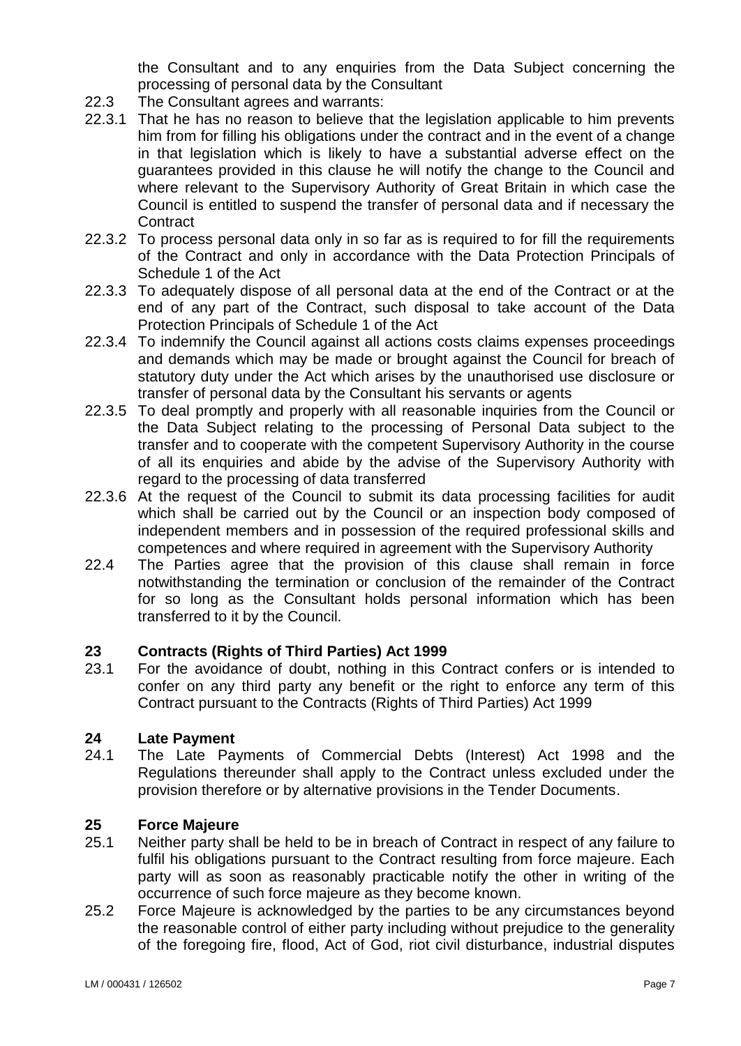the Consultant and to any enquiries from the Data Subject concerning the processing of personal data by the Consultant

22.3 The Consultant agrees and warrants:

22.3.1 That he has no reason to believe that the legislation applicable to him prevents him from for filling his obligations under the contract and in the event of a change in that legislation which is likely to have a substantial adverse effect on the guarantees provided in this clause he will notify the change to the Council and where relevant to the Supervisory Authority of Great Britain in which case the Council is entitled to suspend the transfer of personal data and if necessary the Contract

22.3.2 To process personal data only in so far as is required to for fill the requirements of the Contract and only in accordance with the Data Protection Principals of Schedule 1 of the Act

22.3.3 To adequately dispose of all personal data at the end of the Contract or at the end of any part of the Contract, such disposal to take account of the Data Protection Principals of Schedule 1 of the Act

22.3.4 To indemnify the Council against all actions costs claims expenses proceedings and demands which may be made or brought against the Council for breach of statutory duty under the Act which arises by the unauthorised use disclosure or transfer of personal data by the Consultant his servants or agents

22.3.5 To deal promptly and properly with all reasonable inquiries from the Council or the Data Subject relating to the processing of Personal Data subject to the transfer and to cooperate with the competent Supervisory Authority in the course of all its enquiries and abide by the advise of the Supervisory Authority with regard to the processing of data transferred

22.3.6 At the request of the Council to submit its data processing facilities for audit which shall be carried out by the Council or an inspection body composed of independent members and in possession of the required professional skills and competences and where required in agreement with the Supervisory Authority

22.4 The Parties agree that the provision of this clause shall remain in force notwithstanding the termination or conclusion of the remainder of the Contract for so long as the Consultant holds personal information which has been transferred to it by the Council.

## 23 Contracts (Rights of Third Parties) Act 1999

23.1 For the avoidance of doubt, nothing in this Contract confers or is intended to confer on any third party any benefit or the right to enforce any term of this Contract pursuant to the Contracts (Rights of Third Parties) Act 1999

## 24 Late Payment

24.1 The Late Payments of Commercial Debts (Interest) Act 1998 and the Regulations thereunder shall apply to the Contract unless excluded under the provision therefore or by alternative provisions in the Tender Documents.

## 25 Force Majeure

25.1 Neither party shall be held to be in breach of Contract in respect of any failure to fulfil his obligations pursuant to the Contract resulting from force majeure. Each party will as soon as reasonably practicable notify the other in writing of the occurrence of such force majeure as they become known.

25.2 Force Majeure is acknowledged by the parties to be any circumstances beyond the reasonable control of either party including without prejudice to the generality of the foregoing fire, flood, Act of God, riot civil disturbance, industrial disputes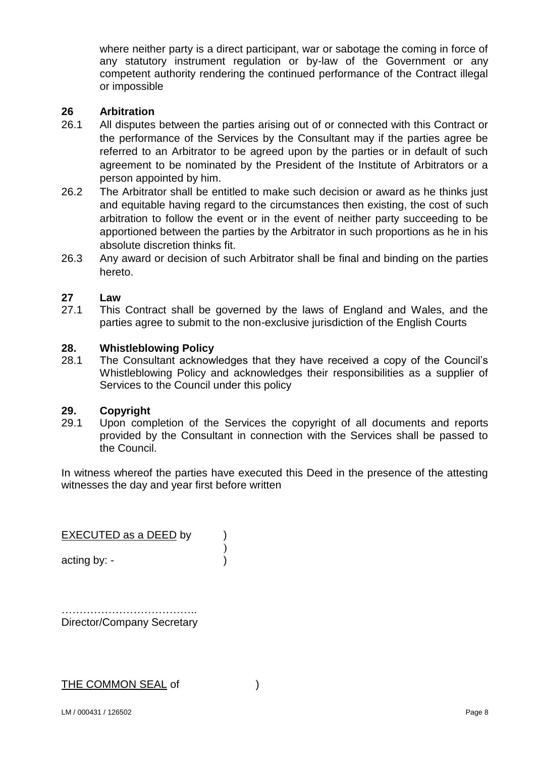where neither party is a direct participant, war or sabotage the coming in force of any statutory instrument regulation or by-law of the Government or any competent authority rendering the continued performance of the Contract illegal or impossible

**26 Arbitration**

26.1 All disputes between the parties arising out of or connected with this Contract or the performance of the Services by the Consultant may if the parties agree be referred to an Arbitrator to be agreed upon by the parties or in default of such agreement to be nominated by the President of the Institute of Arbitrators or a person appointed by him.

26.2 The Arbitrator shall be entitled to make such decision or award as he thinks just and equitable having regard to the circumstances then existing, the cost of such arbitration to follow the event or in the event of neither party succeeding to be apportioned between the parties by the Arbitrator in such proportions as he in his absolute discretion thinks fit.

26.3 Any award or decision of such Arbitrator shall be final and binding on the parties hereto.

**27 Law**

27.1 This Contract shall be governed by the laws of England and Wales, and the parties agree to submit to the non-exclusive jurisdiction of the English Courts

**28. Whistleblowing Policy**

28.1 The Consultant acknowledges that they have received a copy of the Council's Whistleblowing Policy and acknowledges their responsibilities as a supplier of Services to the Council under this policy

**29. Copyright**

29.1 Upon completion of the Services the copyright of all documents and reports provided by the Consultant in connection with the Services shall be passed to the Council.

In witness whereof the parties have executed this Deed in the presence of the attesting witnesses the day and year first before written

EXECUTED as a DEED by )
)
acting by: - )

………………………………..
Director/Company Secretary

THE COMMON SEAL of )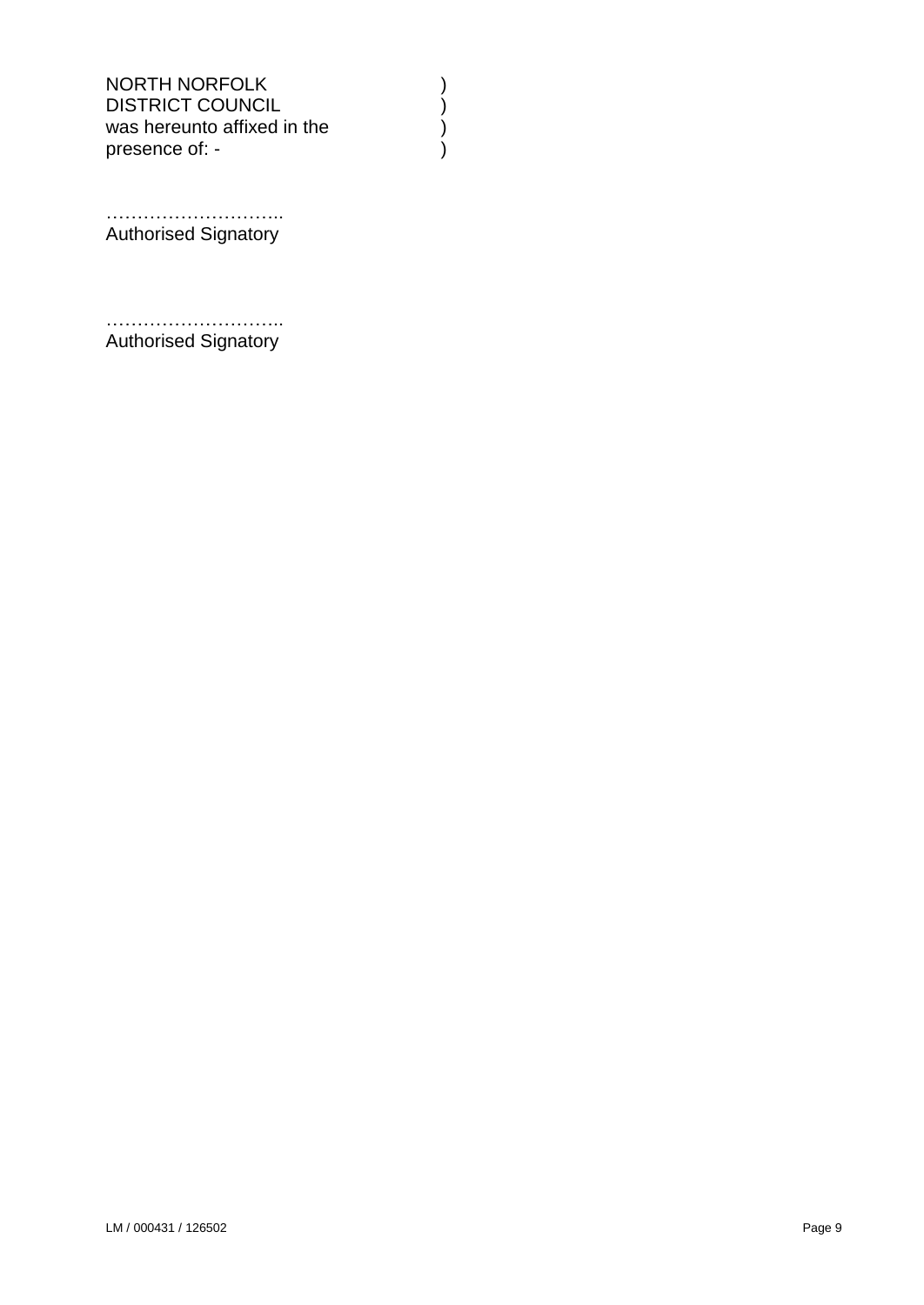NORTH NORFOLK )
DISTRICT COUNCIL )
was hereunto affixed in the )
presence of: - )

………………………..
Authorised Signatory

………………………..
Authorised Signatory

LM / 000431 / 126502